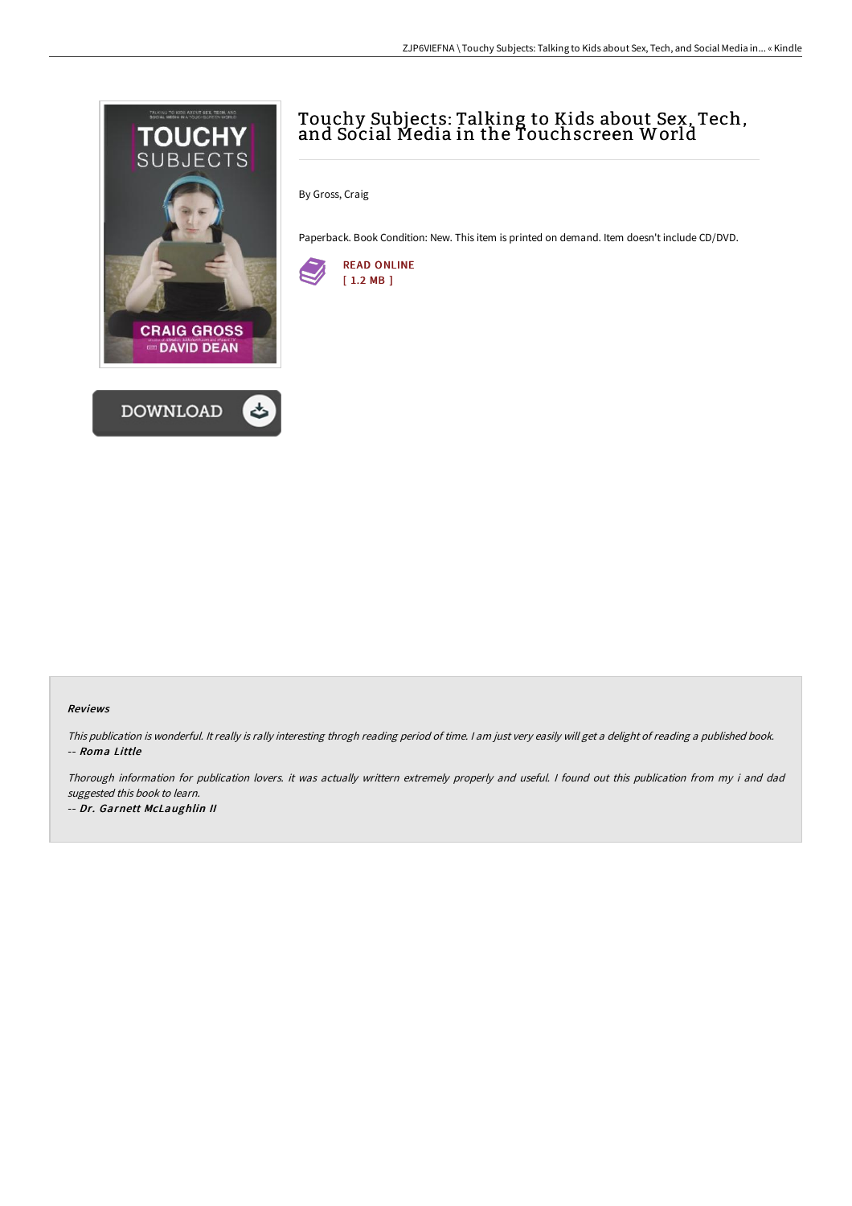# Touchy Subjects: Talking to Kids about Sex, Tech, and Social Media in the Touchscreen World

By Gross, Craig

Paperback. Book Condition: New. This item is printed on demand. Item doesn't include CD/DVD.

READ ONLINE
[ 1.2 MB ]

### Reviews

*This publication is wonderful. It really is rally interesting throgh reading period of time. I am just very easily will get a delight of reading a published book.*
*-- **Roma Little***

*Thorough information for publication lovers. it was actually writtern extremely properly and useful. I found out this publication from my i and dad suggested this book to learn.*
*-- **Dr. Garnett McLaughlin II***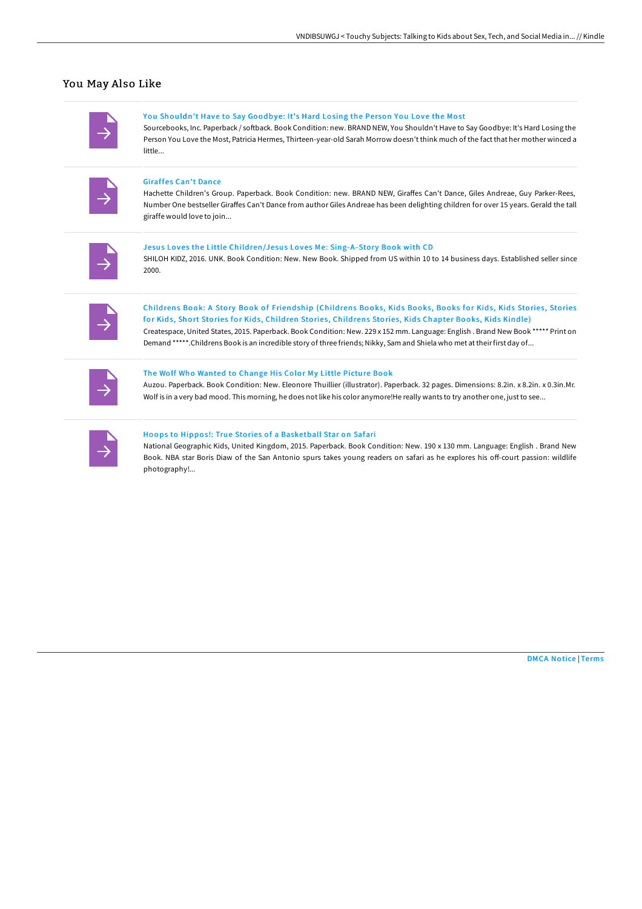## You May Also Like

### You Shouldn't Have to Say Goodbye: It's Hard Losing the Person You Love the Most

Sourcebooks, Inc. Paperback / softback. Book Condition: new. BRAND NEW, You Shouldn't Have to Say Goodbye: It's Hard Losing the Person You Love the Most, Patricia Hermes, Thirteen-year-old Sarah Morrow doesn't think much of the fact that her mother winced a little...

### Giraffes Can't Dance

Hachette Children's Group. Paperback. Book Condition: new. BRAND NEW, Giraffes Can't Dance, Giles Andreae, Guy Parker-Rees, Number One bestseller Giraffes Can't Dance from author Giles Andreae has been delighting children for over 15 years. Gerald the tall giraffe would love to join...

### Jesus Loves the Little Children/Jesus Loves Me: Sing-A-Story Book with CD

SHILOH KIDZ, 2016. UNK. Book Condition: New. New Book. Shipped from US within 10 to 14 business days. Established seller since 2000.

### Childrens Book: A Story Book of Friendship (Childrens Books, Kids Books, Books for Kids, Kids Stories, Stories for Kids, Short Stories for Kids, Children Stories, Childrens Stories, Kids Chapter Books, Kids Kindle)

Createspace, United States, 2015. Paperback. Book Condition: New. 229 x 152 mm. Language: English . Brand New Book ***** Print on Demand *****.Childrens Book is an incredible story of three friends; Nikky, Sam and Shiela who met at their first day of...

### The Wolf Who Wanted to Change His Color My Little Picture Book

Auzou. Paperback. Book Condition: New. Eleonore Thuillier (illustrator). Paperback. 32 pages. Dimensions: 8.2in. x 8.2in. x 0.3in.Mr. Wolf is in a very bad mood. This morning, he does not like his color anymore!He really wants to try another one, just to see...

### Hoops to Hippos!: True Stories of a Basketball Star on Safari

National Geographic Kids, United Kingdom, 2015. Paperback. Book Condition: New. 190 x 130 mm. Language: English . Brand New Book. NBA star Boris Diaw of the San Antonio spurs takes young readers on safari as he explores his off-court passion: wildlife photography!...

DMCA Notice | Terms